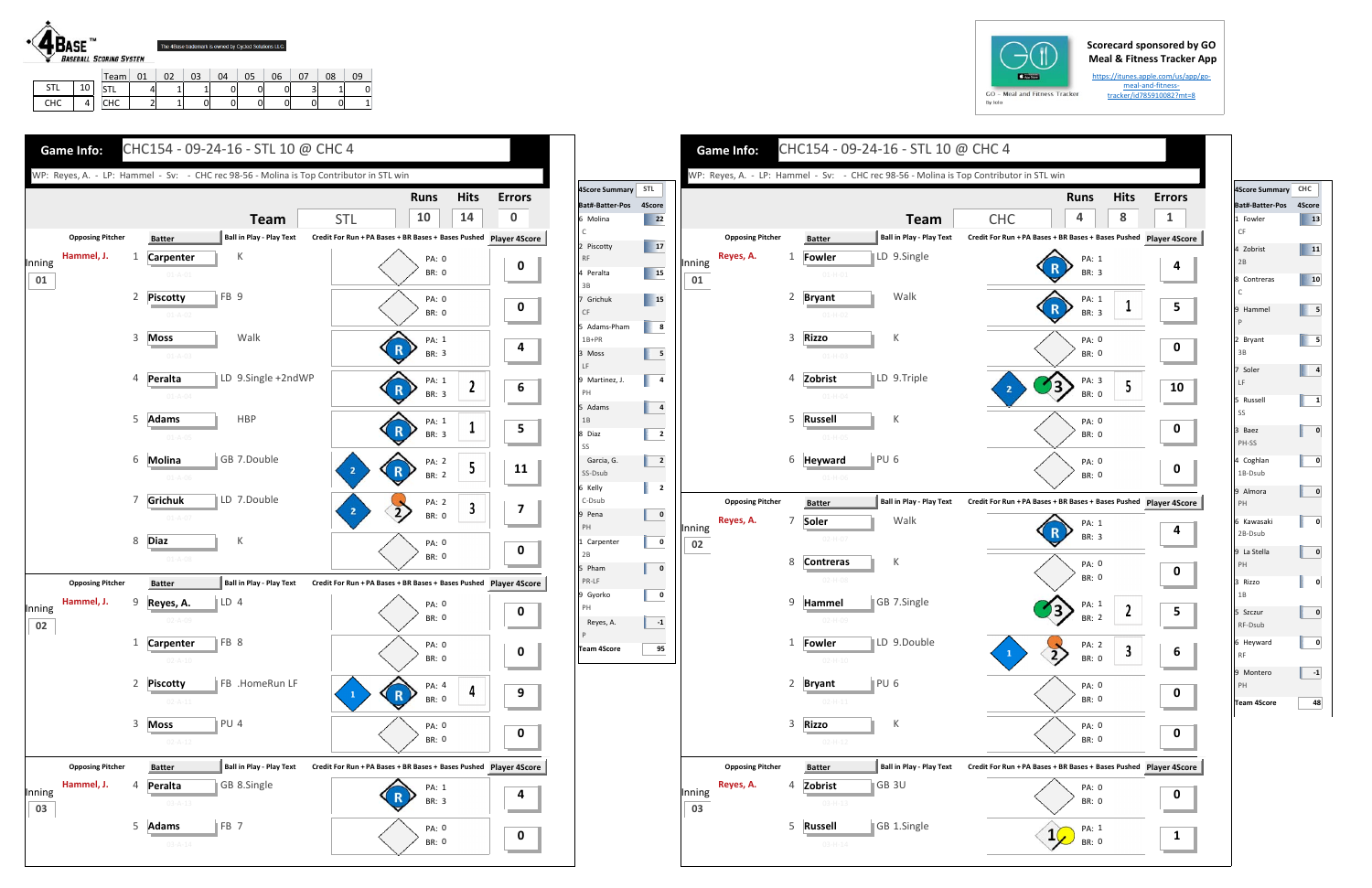4BASE™ BASEBALL SCORING SYSTEM

The 4Base trademark is owned by Cycled Solutions LLC

| | | Team | 01 | 02 | 03 | 04 | 05 | 06 | 07 | 08 | 09 |
|---|---|---|---|---|---|---|---|---|---|---|---|
| STL | 10 | STL | 4 | 1 | 1 | 0 | 0 | 0 | 3 | 1 | 0 |
| CHC | 4 | CHC | 2 | 1 | 0 | 0 | 0 | 0 | 0 | 0 | 1 |

Scorecard sponsored by GO Meal & Fitness Tracker App

https://itunes.apple.com/us/app/go-meal-and-fitness-tracker/id785910082?mt=8

GO - Meal and Fitness Tracker

## Game Info: CHC154 - 09-24-16 - STL 10 @ CHC 4

WP: Reyes, A. - LP: Hammel - Sv: - CHC rec 98-56 - Molina is Top Contributor in STL win

| Team | Runs | Hits | Errors |
|---|---|---|---|
| STL | 10 | 14 | 0 |

| Inning | Opposing Pitcher | # | Batter | Ball in Play - Play Text | PA | BR | Credit | Player 4Score |
|---|---|---|---|---|---|---|---|---|
| 01 | Hammel, J. | 1 | Carpenter | K | 0 | 0 | | 0 |
| | | 2 | Piscotty | FB 9 | 0 | 0 | | 0 |
| | | 3 | Moss | Walk | 1 | 3 | | 4 |
| | | 4 | Peralta | LD 9.Single +2ndWP | 1 | 3 | 2 | 6 |
| | | 5 | Adams | HBP | 1 | 3 | 1 | 5 |
| | | 6 | Molina | GB 7.Double | 2 | 2 | 5 | 11 |
| | | 7 | Grichuk | LD 7.Double | 2 | 0 | 3 | 7 |
| | | 8 | Diaz | K | 0 | 0 | | 0 |
| 02 | Hammel, J. | 9 | Reyes, A. | LD 4 | 0 | 0 | | 0 |
| | | 1 | Carpenter | FB 8 | 0 | 0 | | 0 |
| | | 2 | Piscotty | FB .HomeRun LF | 4 | 0 | 4 | 9 |
| | | 3 | Moss | PU 4 | 0 | 0 | | 0 |
| 03 | Hammel, J. | 4 | Peralta | GB 8.Single | 1 | 3 | | 4 |
| | | 5 | Adams | FB 7 | 0 | 0 | | 0 |

| 4Score Summary STL | |
|---|---|
| Bat#-Batter-Pos | 4Score |
| 6 Molina C | 22 |
| 2 Piscotty RF | 17 |
| 4 Peralta 3B | 15 |
| 7 Grichuk CF | 15 |
| 5 Adams-Pham 1B+PR | 8 |
| 3 Moss LF | 5 |
| 9 Martinez, J. PH | 4 |
| 5 Adams 1B | 4 |
| 8 Diaz SS | 2 |
| Garcia, G. SS-Dsub | 2 |
| 6 Kelly C-Dsub | 2 |
| 9 Pena PH | 0 |
| 1 Carpenter 2B | 0 |
| 5 Pham PR-LF | 0 |
| 9 Gyorko PH | 0 |
| Reyes, A. P | -1 |
| Team 4Score | 95 |

## Game Info: CHC154 - 09-24-16 - STL 10 @ CHC 4

WP: Reyes, A. - LP: Hammel - Sv: - CHC rec 98-56 - Molina is Top Contributor in STL win

| Team | Runs | Hits | Errors |
|---|---|---|---|
| CHC | 4 | 8 | 1 |

| Inning | Opposing Pitcher | # | Batter | Ball in Play - Play Text | PA | BR | Credit | Player 4Score |
|---|---|---|---|---|---|---|---|---|
| 01 | Reyes, A. | 1 | Fowler | LD 9.Single | 1 | 3 | | 4 |
| | | 2 | Bryant | Walk | 1 | 3 | 1 | 5 |
| | | 3 | Rizzo | K | 0 | 0 | | 0 |
| | | 4 | Zobrist | LD 9.Triple | 3 | 0 | 5 | 10 |
| | | 5 | Russell | K | 0 | 0 | | 0 |
| | | 6 | Heyward | PU 6 | 0 | 0 | | 0 |
| 02 | Reyes, A. | 7 | Soler | Walk | 1 | 3 | | 4 |
| | | 8 | Contreras | K | 0 | 0 | | 0 |
| | | 9 | Hammel | GB 7.Single | 1 | 2 | 2 | 5 |
| | | 1 | Fowler | LD 9.Double | 2 | 0 | 3 | 6 |
| | | 2 | Bryant | PU 6 | 0 | 0 | | 0 |
| | | 3 | Rizzo | K | 0 | 0 | | 0 |
| 03 | Reyes, A. | 4 | Zobrist | GB 3U | 0 | 0 | | 0 |
| | | 5 | Russell | GB 1.Single | 1 | 0 | | 1 |

| 4Score Summary CHC | |
|---|---|
| Bat#-Batter-Pos | 4Score |
| 1 Fowler CF | 13 |
| 4 Zobrist 2B | 11 |
| 8 Contreras C | 10 |
| 9 Hammel P | 5 |
| 2 Bryant 3B | 5 |
| 7 Soler LF | 4 |
| 5 Russell SS | 1 |
| 3 Baez PH-SS | 0 |
| 4 Coghlan 1B-Dsub | 0 |
| 9 Almora PH | 0 |
| 6 Kawasaki 2B-Dsub | 0 |
| 9 La Stella PH | 0 |
| 3 Rizzo 1B | 0 |
| 5 Szczur RF-Dsub | 0 |
| 6 Heyward RF | 0 |
| 9 Montero PH | -1 |
| Team 4Score | 48 |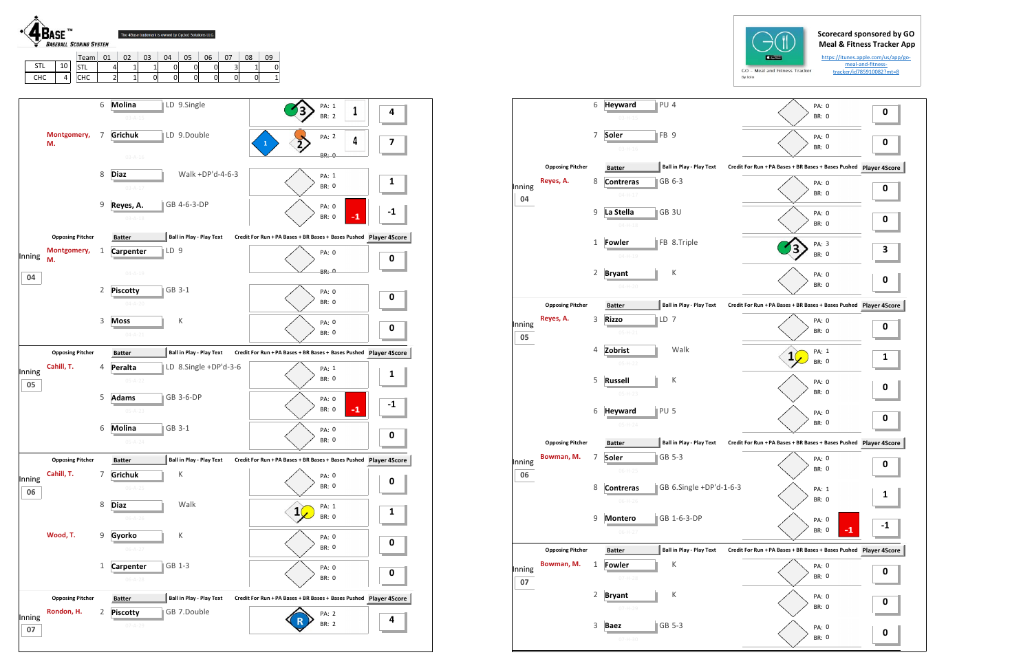**4BASE™ BASEBALL SCORING SYSTEM**

The 4Base trademark is owned by Cycled Solutions LLC

| | | Team | 01 | 02 | 03 | 04 | 05 | 06 | 07 | 08 | 09 |
|---|---|---|---|---|---|---|---|---|---|---|---|
| STL | 10 | STL | 4 | 1 | 1 | 0 | 0 | 0 | 3 | 1 | 0 |
| CHC | 4 | CHC | 2 | 1 | 0 | 0 | 0 | 0 | 0 | 0 | 1 |

Scorecard sponsored by GO Meal & Fitness Tracker App

https://itunes.apple.com/us/app/go-meal-and-fitness-tracker/id785910082?mt=8

GO - Meal and Fitness Tracker

| Inning | Opposing Pitcher | # | Batter | Ball in Play - Play Text | Credit For Run + PA Bases + BR Bases + Bases Pushed | Player 4Score |
|---|---|---|---|---|---|---|
| | | 6 | Molina | LD 9.Single | PA: 1, BR: 2, 1 | 4 |
| | Montgomery, M. | 7 | Grichuk | LD 9.Double | PA: 2, BR: 0, 4 | 7 |
| | | 8 | Diaz | Walk +DP'd-4-6-3 | PA: 1, BR: 0 | 1 |
| | | 9 | Reyes, A. | GB 4-6-3-DP | PA: 0, BR: 0, -1 | -1 |
| 04 | Montgomery, M. | 1 | Carpenter | LD 9 | PA: 0, BR: 0 | 0 |
| | | 2 | Piscotty | GB 3-1 | PA: 0, BR: 0 | 0 |
| | | 3 | Moss | K | PA: 0, BR: 0 | 0 |
| 05 | Cahill, T. | 4 | Peralta | LD 8.Single +DP'd-3-6 | PA: 1, BR: 0 | 1 |
| | | 5 | Adams | GB 3-6-DP | PA: 0, BR: 0, -1 | -1 |
| | | 6 | Molina | GB 3-1 | PA: 0, BR: 0 | 0 |
| 06 | Cahill, T. | 7 | Grichuk | K | PA: 0, BR: 0 | 0 |
| | | 8 | Diaz | Walk | PA: 1, BR: 0 | 1 |
| | Wood, T. | 9 | Gyorko | K | PA: 0, BR: 0 | 0 |
| | | 1 | Carpenter | GB 1-3 | PA: 0, BR: 0 | 0 |
| 07 | Rondon, H. | 2 | Piscotty | GB 7.Double | PA: 2, BR: 2 | 4 |

| Inning | Opposing Pitcher | # | Batter | Ball in Play - Play Text | Credit For Run + PA Bases + BR Bases + Bases Pushed | Player 4Score |
|---|---|---|---|---|---|---|
| | | 6 | Heyward | PU 4 | PA: 0, BR: 0 | 0 |
| | | 7 | Soler | FB 9 | PA: 0, BR: 0 | 0 |
| 04 | Reyes, A. | 8 | Contreras | GB 6-3 | PA: 0, BR: 0 | 0 |
| | | 9 | La Stella | GB 3U | PA: 0, BR: 0 | 0 |
| | | 1 | Fowler | FB 8.Triple | PA: 3, BR: 0 | 3 |
| | | 2 | Bryant | K | PA: 0, BR: 0 | 0 |
| 05 | Reyes, A. | 3 | Rizzo | LD 7 | PA: 0, BR: 0 | 0 |
| | | 4 | Zobrist | Walk | PA: 1, BR: 0 | 1 |
| | | 5 | Russell | K | PA: 0, BR: 0 | 0 |
| | | 6 | Heyward | PU 5 | PA: 0, BR: 0 | 0 |
| 06 | Bowman, M. | 7 | Soler | GB 5-3 | PA: 0, BR: 0 | 0 |
| | | 8 | Contreras | GB 6.Single +DP'd-1-6-3 | PA: 1, BR: 0 | 1 |
| | | 9 | Montero | GB 1-6-3-DP | PA: 0, BR: 0, -1 | -1 |
| 07 | Bowman, M. | 1 | Fowler | K | PA: 0, BR: 0 | 0 |
| | | 2 | Bryant | K | PA: 0, BR: 0 | 0 |
| | | 3 | Baez | GB 5-3 | PA: 0, BR: 0 | 0 |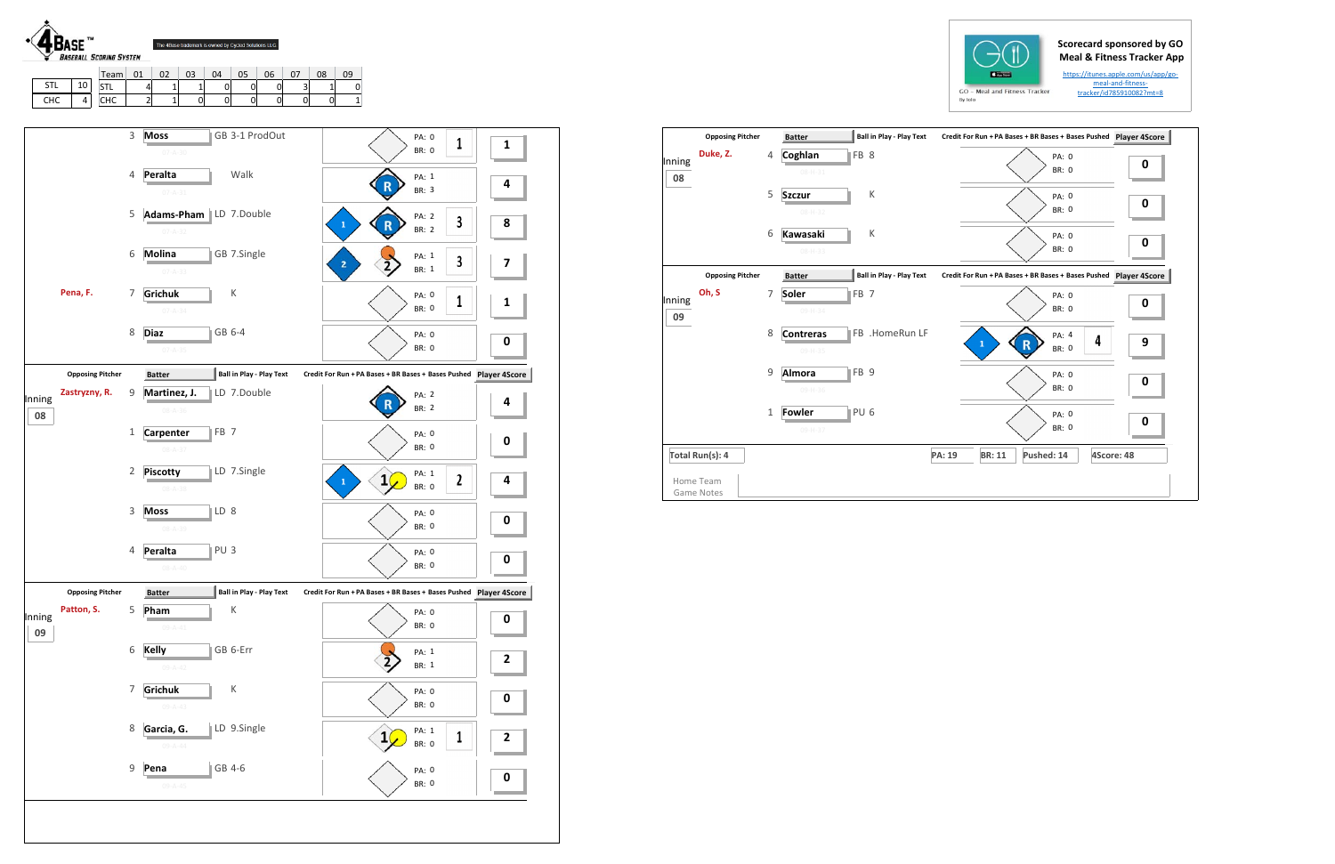4BASE™ BASEBALL SCORING SYSTEM

The 4Base trademark is owned by Cycled Solutions LLC

| | | Team | 01 | 02 | 03 | 04 | 05 | 06 | 07 | 08 | 09 |
|---|---|---|---|---|---|---|---|---|---|---|---|
| STL | 10 | STL | 4 | 1 | 1 | 0 | 0 | 0 | 3 | 1 | 0 |
| CHC | 4 | CHC | 2 | 1 | 0 | 0 | 0 | 0 | 0 | 0 | 1 |

Scorecard sponsored by GO Meal & Fitness Tracker App

https://itunes.apple.com/us/app/go-meal-and-fitness-tracker/id785910082?mt=8

| Opposing Pitcher | # | Batter | Ball in Play - Play Text | Credit For Run + PA Bases + BR Bases + Bases Pushed | Player 4Score |
|---|---|---|---|---|---|
| | 3 | Moss | GB 3-1 ProdOut | PA: 0 BR: 0 (1) | 1 |
| | 4 | Peralta | Walk | PA: 1 BR: 3 (R) | 4 |
| | 5 | Adams-Pham | LD 7.Double | PA: 2 BR: 2 (1, R) (3) | 8 |
| | 6 | Molina | GB 7.Single | PA: 1 BR: 1 (2) (3) | 7 |
| Pena, F. | 7 | Grichuk | K | PA: 0 BR: 0 (1) | 1 |
| | 8 | Diaz | GB 6-4 | PA: 0 BR: 0 | 0 |

| Opposing Pitcher | # | Batter | Ball in Play - Play Text | Credit For Run + PA Bases + BR Bases + Bases Pushed | Player 4Score |
|---|---|---|---|---|---|
| Zastryzny, R. (Inning 08) | 9 | Martinez, J. | LD 7.Double | PA: 2 BR: 2 (R) | 4 |
| | 1 | Carpenter | FB 7 | PA: 0 BR: 0 | 0 |
| | 2 | Piscotty | LD 7.Single | PA: 1 BR: 0 (1) (2) | 4 |
| | 3 | Moss | LD 8 | PA: 0 BR: 0 | 0 |
| | 4 | Peralta | PU 3 | PA: 0 BR: 0 | 0 |

| Opposing Pitcher | # | Batter | Ball in Play - Play Text | Credit For Run + PA Bases + BR Bases + Bases Pushed | Player 4Score |
|---|---|---|---|---|---|
| Patton, S. (Inning 09) | 5 | Pham | K | PA: 0 BR: 0 | 0 |
| | 6 | Kelly | GB 6-Err | PA: 1 BR: 1 | 2 |
| | 7 | Grichuk | K | PA: 0 BR: 0 | 0 |
| | 8 | Garcia, G. | LD 9.Single | PA: 1 BR: 0 (1) | 2 |
| | 9 | Pena | GB 4-6 | PA: 0 BR: 0 | 0 |

| Opposing Pitcher | # | Batter | Ball in Play - Play Text | Credit For Run + PA Bases + BR Bases + Bases Pushed | Player 4Score |
|---|---|---|---|---|---|
| Duke, Z. (Inning 08) | 4 | Coghlan | FB 8 | PA: 0 BR: 0 | 0 |
| | 5 | Szczur | K | PA: 0 BR: 0 | 0 |
| | 6 | Kawasaki | K | PA: 0 BR: 0 | 0 |

| Opposing Pitcher | # | Batter | Ball in Play - Play Text | Credit For Run + PA Bases + BR Bases + Bases Pushed | Player 4Score |
|---|---|---|---|---|---|
| Oh, S (Inning 09) | 7 | Soler | FB 7 | PA: 0 BR: 0 | 0 |
| | 8 | Contreras | FB .HomeRun LF | PA: 4 BR: 0 (1, R) (4) | 9 |
| | 9 | Almora | FB 9 | PA: 0 BR: 0 | 0 |
| | 1 | Fowler | PU 6 | PA: 0 BR: 0 | 0 |

| Total Run(s): 4 | PA: 19 | BR: 11 | Pushed: 14 | 4Score: 48 |
|---|---|---|---|---|

Home Team Game Notes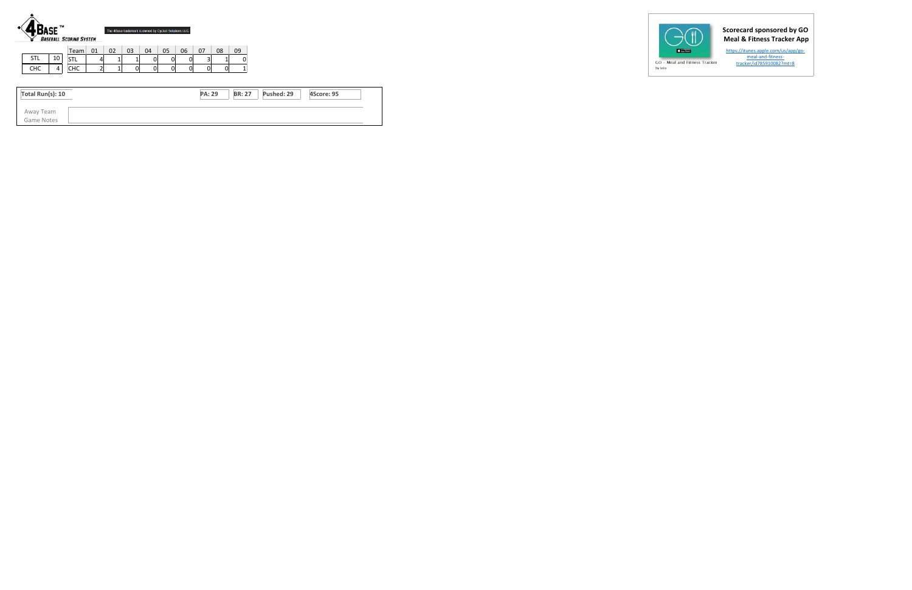4BASE™ BASEBALL SCORING SYSTEM

The 4Base trademark is owned by Cycled Solutions LLC

| | |
|---|---|
| STL | 10 |
| CHC | 4 |

| Team | 01 | 02 | 03 | 04 | 05 | 06 | 07 | 08 | 09 |
|---|---|---|---|---|---|---|---|---|---|
| STL | 4 | 1 | 1 | 0 | 0 | 0 | 3 | 1 | 0 |
| CHC | 2 | 1 | 0 | 0 | 0 | 0 | 0 | 0 | 1 |

**Scorecard sponsored by GO Meal & Fitness Tracker App**

GO - Meal and Fitness Tracker
By Iolo

https://itunes.apple.com/us/app/go-meal-and-fitness-tracker/id785910082?mt=8

**Total Run(s): 10** **PA: 29** **BR: 27** **Pushed: 29** **4Score: 95**

Away Team Game Notes